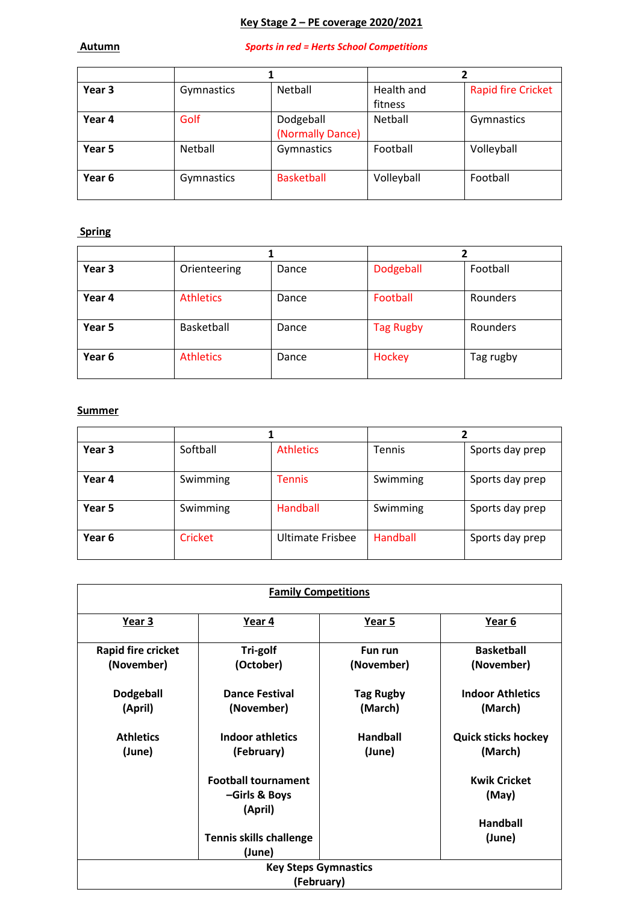# Key Stage 2 – PE coverage 2020/2021

**Autumn**

*Sports in red = Herts School Competitions*

| | 1 | | 2 | |
|---|---|---|---|---|
| **Year 3** | Gymnastics | Netball | Health and fitness | Rapid fire Cricket |
| **Year 4** | Golf | Dodgeball (Normally Dance) | Netball | Gymnastics |
| **Year 5** | Netball | Gymnastics | Football | Volleyball |
| **Year 6** | Gymnastics | Basketball | Volleyball | Football |

**Spring**

| | 1 | | 2 | |
|---|---|---|---|---|
| **Year 3** | Orienteering | Dance | Dodgeball | Football |
| **Year 4** | Athletics | Dance | Football | Rounders |
| **Year 5** | Basketball | Dance | Tag Rugby | Rounders |
| **Year 6** | Athletics | Dance | Hockey | Tag rugby |

**Summer**

| | 1 | | 2 | |
|---|---|---|---|---|
| **Year 3** | Softball | Athletics | Tennis | Sports day prep |
| **Year 4** | Swimming | Tennis | Swimming | Sports day prep |
| **Year 5** | Swimming | Handball | Swimming | Sports day prep |
| **Year 6** | Cricket | Ultimate Frisbee | Handball | Sports day prep |

| **Family Competitions** | | | |
|---|---|---|---|
| **Year 3** | **Year 4** | **Year 5** | **Year 6** |
| **Rapid fire cricket (November)**<br><br>**Dodgeball (April)**<br><br>**Athletics (June)** | **Tri-golf (October)**<br><br>**Dance Festival (November)**<br><br>**Indoor athletics (February)**<br><br>**Football tournament –Girls & Boys (April)**<br><br>**Tennis skills challenge (June)** | **Fun run (November)**<br><br>**Tag Rugby (March)**<br><br>**Handball (June)** | **Basketball (November)**<br><br>**Indoor Athletics (March)**<br><br>**Quick sticks hockey (March)**<br><br>**Kwik Cricket (May)**<br><br>**Handball (June)** |
| **Key Steps Gymnastics (February)** | | | |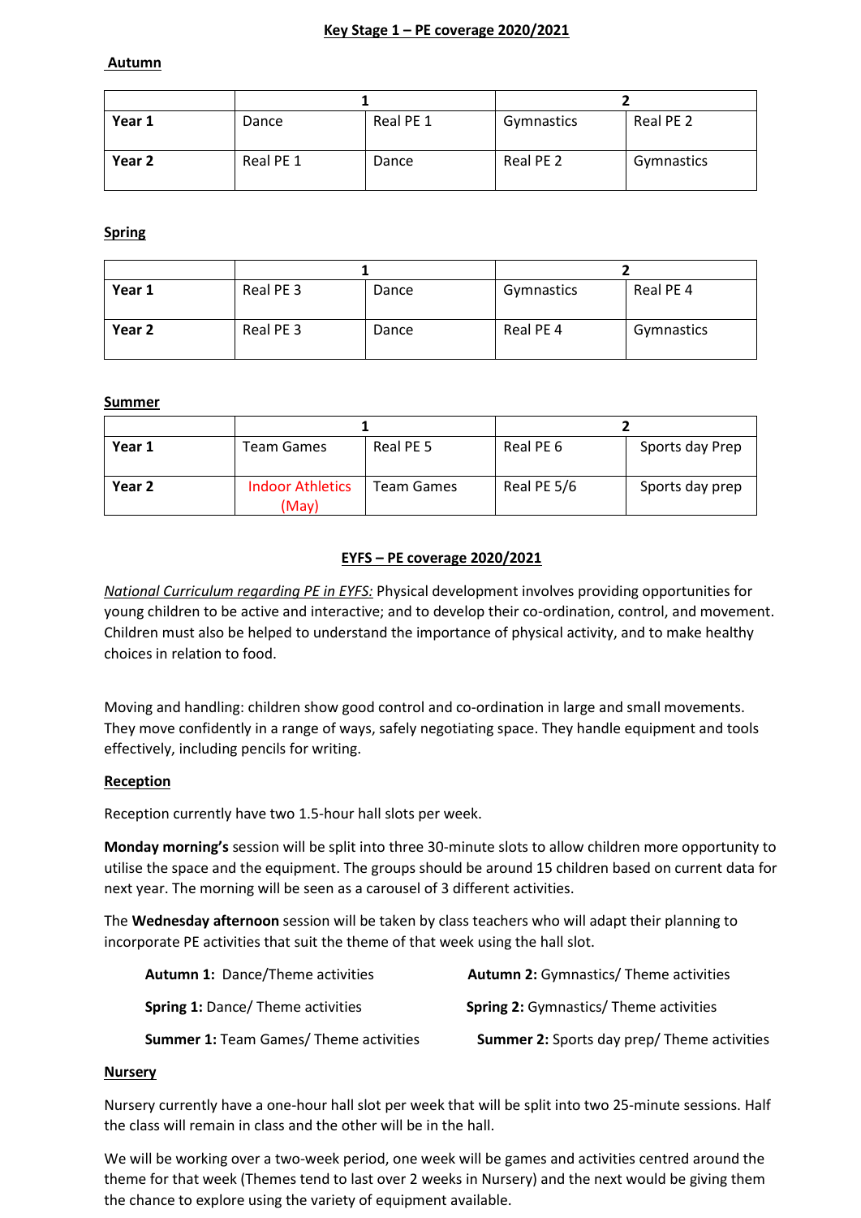## Key Stage 1 – PE coverage 2020/2021

### Autumn

| | 1 | | 2 | |
|---|---|---|---|---|
| **Year 1** | Dance | Real PE 1 | Gymnastics | Real PE 2 |
| **Year 2** | Real PE 1 | Dance | Real PE 2 | Gymnastics |

### Spring

| | 1 | | 2 | |
|---|---|---|---|---|
| **Year 1** | Real PE 3 | Dance | Gymnastics | Real PE 4 |
| **Year 2** | Real PE 3 | Dance | Real PE 4 | Gymnastics |

### Summer

| | 1 | | 2 | |
|---|---|---|---|---|
| **Year 1** | Team Games | Real PE 5 | Real PE 6 | Sports day Prep |
| **Year 2** | Indoor Athletics (May) | Team Games | Real PE 5/6 | Sports day prep |

## EYFS – PE coverage 2020/2021

*National Curriculum regarding PE in EYFS:* Physical development involves providing opportunities for young children to be active and interactive; and to develop their co-ordination, control, and movement. Children must also be helped to understand the importance of physical activity, and to make healthy choices in relation to food.

Moving and handling: children show good control and co-ordination in large and small movements. They move confidently in a range of ways, safely negotiating space. They handle equipment and tools effectively, including pencils for writing.

### Reception

Reception currently have two 1.5-hour hall slots per week.

**Monday morning's** session will be split into three 30-minute slots to allow children more opportunity to utilise the space and the equipment. The groups should be around 15 children based on current data for next year. The morning will be seen as a carousel of 3 different activities.

The **Wednesday afternoon** session will be taken by class teachers who will adapt their planning to incorporate PE activities that suit the theme of that week using the hall slot.

**Autumn 1:** Dance/Theme activities

**Autumn 2:** Gymnastics/ Theme activities

**Spring 1:** Dance/ Theme activities

**Spring 2:** Gymnastics/ Theme activities

**Summer 1:** Team Games/ Theme activities

**Summer 2:** Sports day prep/ Theme activities

### Nursery

Nursery currently have a one-hour hall slot per week that will be split into two 25-minute sessions. Half the class will remain in class and the other will be in the hall.

We will be working over a two-week period, one week will be games and activities centred around the theme for that week (Themes tend to last over 2 weeks in Nursery) and the next would be giving them the chance to explore using the variety of equipment available.